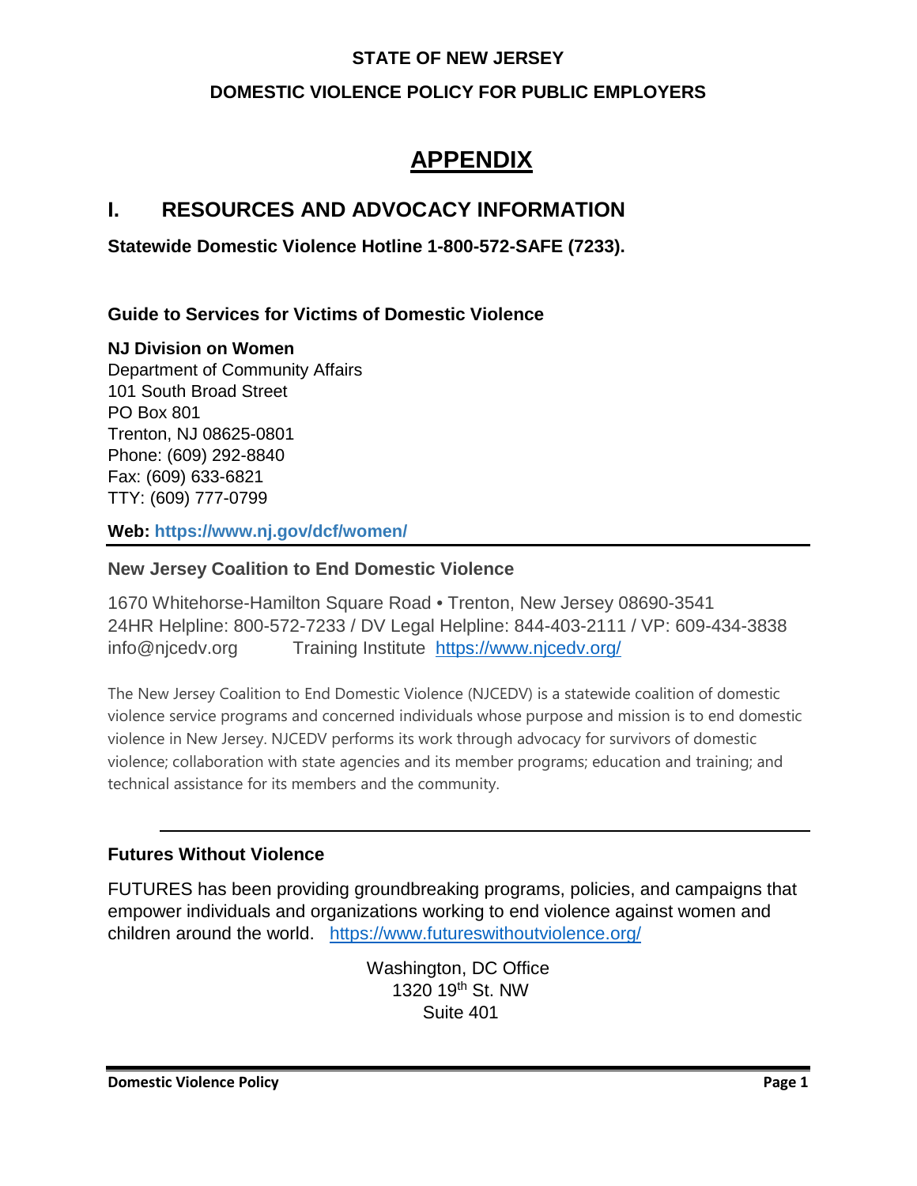**STATE OF NEW JERSEY**

**DOMESTIC VIOLENCE POLICY FOR PUBLIC EMPLOYERS**

# APPENDIX

## I. RESOURCES AND ADVOCACY INFORMATION

**Statewide Domestic Violence Hotline 1-800-572-SAFE (7233).**

### Guide to Services for Victims of Domestic Violence

**NJ Division on Women**
Department of Community Affairs
101 South Broad Street
PO Box 801
Trenton, NJ 08625-0801
Phone: (609) 292-8840
Fax: (609) 633-6821
TTY: (609) 777-0799

**Web: https://www.nj.gov/dcf/women/**

---

### New Jersey Coalition to End Domestic Violence

1670 Whitehorse-Hamilton Square Road • Trenton, New Jersey 08690-3541
24HR Helpline: 800-572-7233 / DV Legal Helpline: 844-403-2111 / VP: 609-434-3838
info@njcedv.org Training Institute https://www.njcedv.org/

The New Jersey Coalition to End Domestic Violence (NJCEDV) is a statewide coalition of domestic violence service programs and concerned individuals whose purpose and mission is to end domestic violence in New Jersey. NJCEDV performs its work through advocacy for survivors of domestic violence; collaboration with state agencies and its member programs; education and training; and technical assistance for its members and the community.

---

### Futures Without Violence

FUTURES has been providing groundbreaking programs, policies, and campaigns that empower individuals and organizations working to end violence against women and children around the world. https://www.futureswithoutviolence.org/

Washington, DC Office
1320 19th St. NW
Suite 401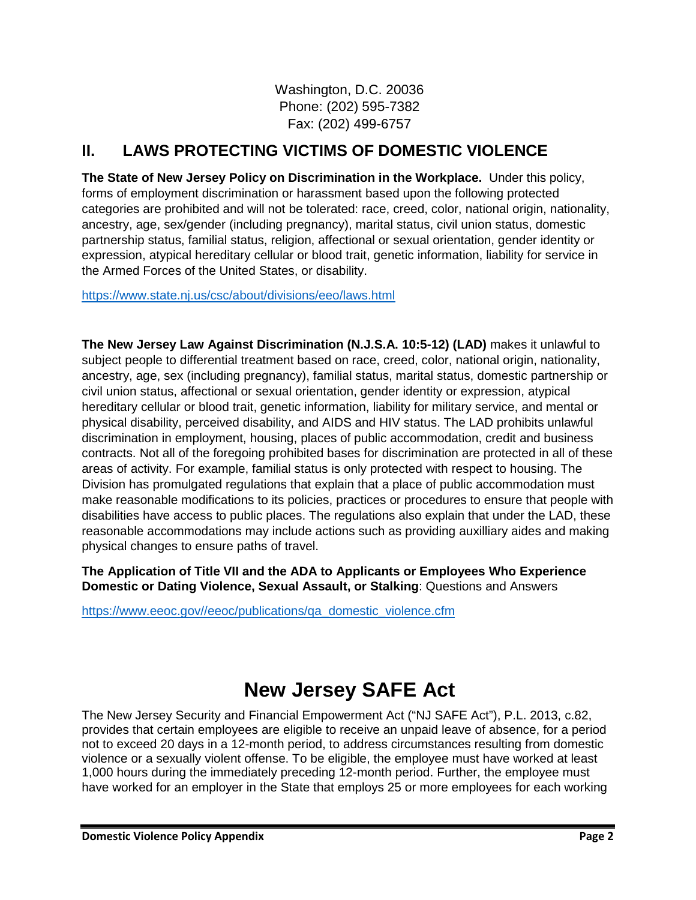Washington, D.C. 20036
Phone: (202) 595-7382
Fax: (202) 499-6757

## II. LAWS PROTECTING VICTIMS OF DOMESTIC VIOLENCE

**The State of New Jersey Policy on Discrimination in the Workplace.** Under this policy, forms of employment discrimination or harassment based upon the following protected categories are prohibited and will not be tolerated: race, creed, color, national origin, nationality, ancestry, age, sex/gender (including pregnancy), marital status, civil union status, domestic partnership status, familial status, religion, affectional or sexual orientation, gender identity or expression, atypical hereditary cellular or blood trait, genetic information, liability for service in the Armed Forces of the United States, or disability.

https://www.state.nj.us/csc/about/divisions/eeo/laws.html

**The New Jersey Law Against Discrimination (N.J.S.A. 10:5-12) (LAD)** makes it unlawful to subject people to differential treatment based on race, creed, color, national origin, nationality, ancestry, age, sex (including pregnancy), familial status, marital status, domestic partnership or civil union status, affectional or sexual orientation, gender identity or expression, atypical hereditary cellular or blood trait, genetic information, liability for military service, and mental or physical disability, perceived disability, and AIDS and HIV status. The LAD prohibits unlawful discrimination in employment, housing, places of public accommodation, credit and business contracts. Not all of the foregoing prohibited bases for discrimination are protected in all of these areas of activity. For example, familial status is only protected with respect to housing. The Division has promulgated regulations that explain that a place of public accommodation must make reasonable modifications to its policies, practices or procedures to ensure that people with disabilities have access to public places. The regulations also explain that under the LAD, these reasonable accommodations may include actions such as providing auxilliary aides and making physical changes to ensure paths of travel.

**The Application of Title VII and the ADA to Applicants or Employees Who Experience Domestic or Dating Violence, Sexual Assault, or Stalking**: Questions and Answers

https://www.eeoc.gov//eeoc/publications/qa_domestic_violence.cfm

# New Jersey SAFE Act

The New Jersey Security and Financial Empowerment Act ("NJ SAFE Act"), P.L. 2013, c.82, provides that certain employees are eligible to receive an unpaid leave of absence, for a period not to exceed 20 days in a 12-month period, to address circumstances resulting from domestic violence or a sexually violent offense. To be eligible, the employee must have worked at least 1,000 hours during the immediately preceding 12-month period. Further, the employee must have worked for an employer in the State that employs 25 or more employees for each working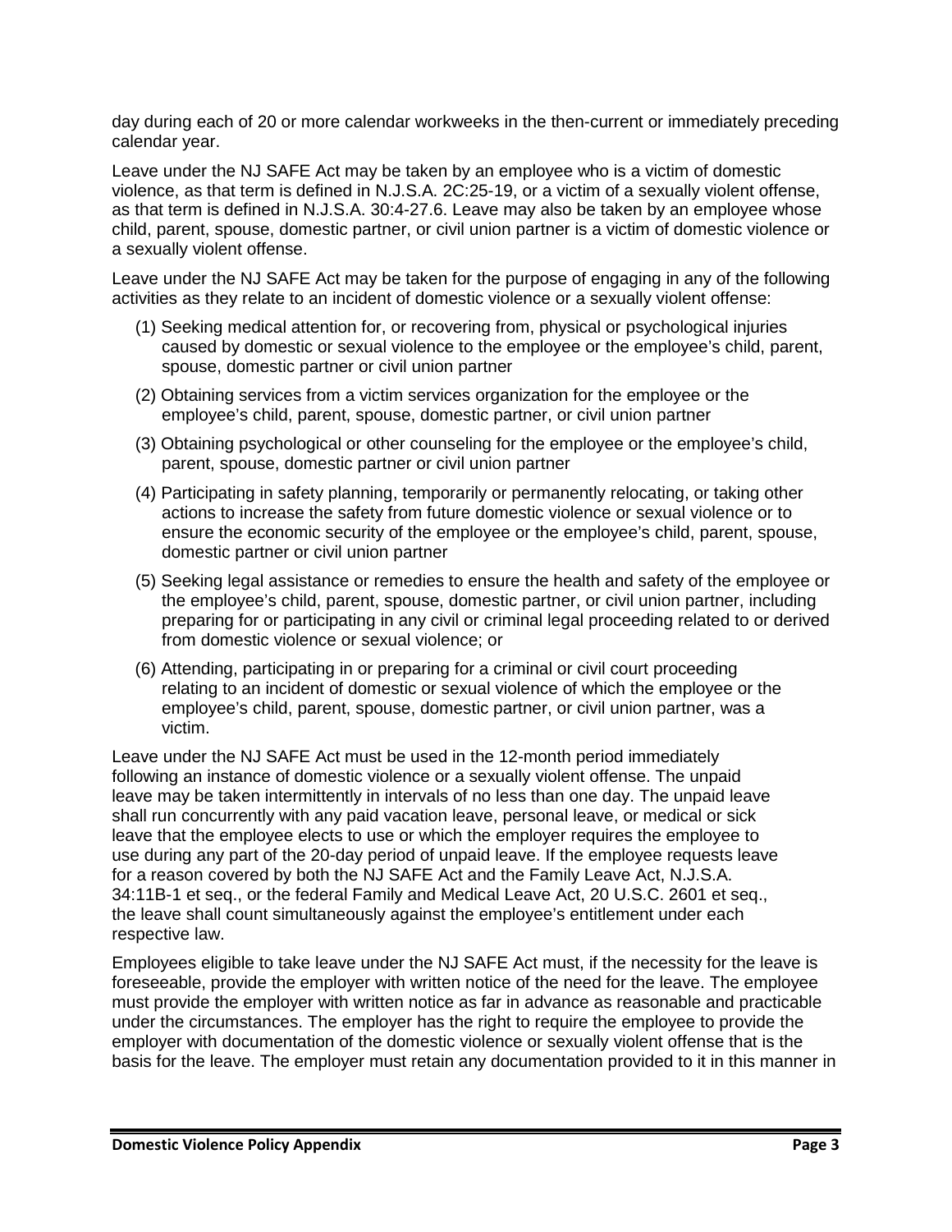day during each of 20 or more calendar workweeks in the then-current or immediately preceding calendar year.

Leave under the NJ SAFE Act may be taken by an employee who is a victim of domestic violence, as that term is defined in N.J.S.A. 2C:25-19, or a victim of a sexually violent offense, as that term is defined in N.J.S.A. 30:4-27.6. Leave may also be taken by an employee whose child, parent, spouse, domestic partner, or civil union partner is a victim of domestic violence or a sexually violent offense.

Leave under the NJ SAFE Act may be taken for the purpose of engaging in any of the following activities as they relate to an incident of domestic violence or a sexually violent offense:

(1) Seeking medical attention for, or recovering from, physical or psychological injuries caused by domestic or sexual violence to the employee or the employee's child, parent, spouse, domestic partner or civil union partner

(2) Obtaining services from a victim services organization for the employee or the employee's child, parent, spouse, domestic partner, or civil union partner

(3) Obtaining psychological or other counseling for the employee or the employee's child, parent, spouse, domestic partner or civil union partner

(4) Participating in safety planning, temporarily or permanently relocating, or taking other actions to increase the safety from future domestic violence or sexual violence or to ensure the economic security of the employee or the employee's child, parent, spouse, domestic partner or civil union partner

(5) Seeking legal assistance or remedies to ensure the health and safety of the employee or the employee's child, parent, spouse, domestic partner, or civil union partner, including preparing for or participating in any civil or criminal legal proceeding related to or derived from domestic violence or sexual violence; or

(6) Attending, participating in or preparing for a criminal or civil court proceeding relating to an incident of domestic or sexual violence of which the employee or the employee's child, parent, spouse, domestic partner, or civil union partner, was a victim.

Leave under the NJ SAFE Act must be used in the 12-month period immediately following an instance of domestic violence or a sexually violent offense. The unpaid leave may be taken intermittently in intervals of no less than one day. The unpaid leave shall run concurrently with any paid vacation leave, personal leave, or medical or sick leave that the employee elects to use or which the employer requires the employee to use during any part of the 20-day period of unpaid leave. If the employee requests leave for a reason covered by both the NJ SAFE Act and the Family Leave Act, N.J.S.A. 34:11B-1 et seq., or the federal Family and Medical Leave Act, 20 U.S.C. 2601 et seq., the leave shall count simultaneously against the employee's entitlement under each respective law.

Employees eligible to take leave under the NJ SAFE Act must, if the necessity for the leave is foreseeable, provide the employer with written notice of the need for the leave. The employee must provide the employer with written notice as far in advance as reasonable and practicable under the circumstances. The employer has the right to require the employee to provide the employer with documentation of the domestic violence or sexually violent offense that is the basis for the leave. The employer must retain any documentation provided to it in this manner in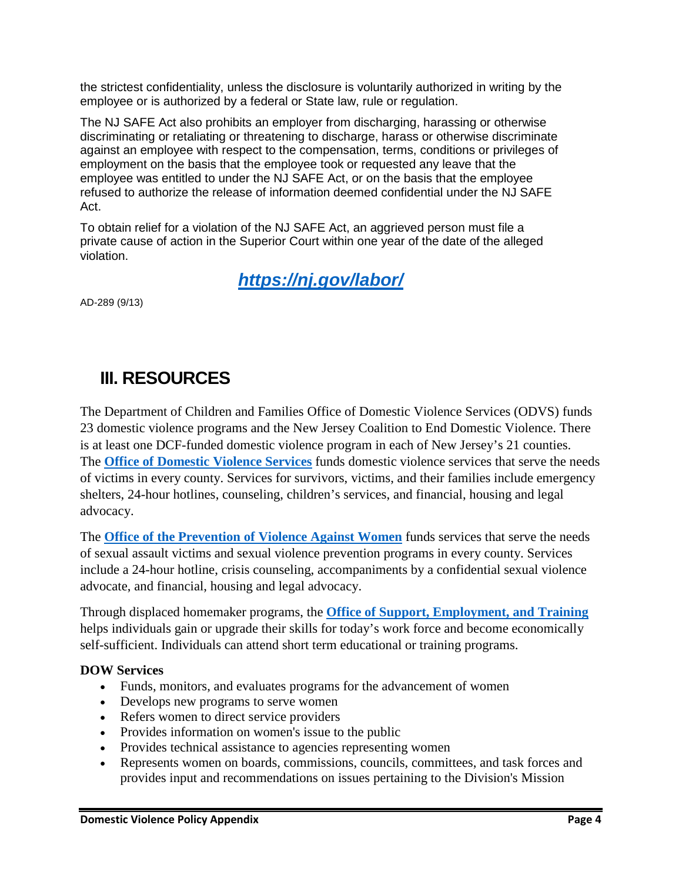the strictest confidentiality, unless the disclosure is voluntarily authorized in writing by the employee or is authorized by a federal or State law, rule or regulation.

The NJ SAFE Act also prohibits an employer from discharging, harassing or otherwise discriminating or retaliating or threatening to discharge, harass or otherwise discriminate against an employee with respect to the compensation, terms, conditions or privileges of employment on the basis that the employee took or requested any leave that the employee was entitled to under the NJ SAFE Act, or on the basis that the employee refused to authorize the release of information deemed confidential under the NJ SAFE Act.

To obtain relief for a violation of the NJ SAFE Act, an aggrieved person must file a private cause of action in the Superior Court within one year of the date of the alleged violation.

***https://nj.gov/labor/***

AD-289 (9/13)

## III. RESOURCES

The Department of Children and Families Office of Domestic Violence Services (ODVS) funds 23 domestic violence programs and the New Jersey Coalition to End Domestic Violence. There is at least one DCF-funded domestic violence program in each of New Jersey's 21 counties. The **Office of Domestic Violence Services** funds domestic violence services that serve the needs of victims in every county. Services for survivors, victims, and their families include emergency shelters, 24-hour hotlines, counseling, children's services, and financial, housing and legal advocacy.

The **Office of the Prevention of Violence Against Women** funds services that serve the needs of sexual assault victims and sexual violence prevention programs in every county. Services include a 24-hour hotline, crisis counseling, accompaniments by a confidential sexual violence advocate, and financial, housing and legal advocacy.

Through displaced homemaker programs, the **Office of Support, Employment, and Training** helps individuals gain or upgrade their skills for today's work force and become economically self-sufficient. Individuals can attend short term educational or training programs.

**DOW Services**

- Funds, monitors, and evaluates programs for the advancement of women
- Develops new programs to serve women
- Refers women to direct service providers
- Provides information on women's issue to the public
- Provides technical assistance to agencies representing women
- Represents women on boards, commissions, councils, committees, and task forces and provides input and recommendations on issues pertaining to the Division's Mission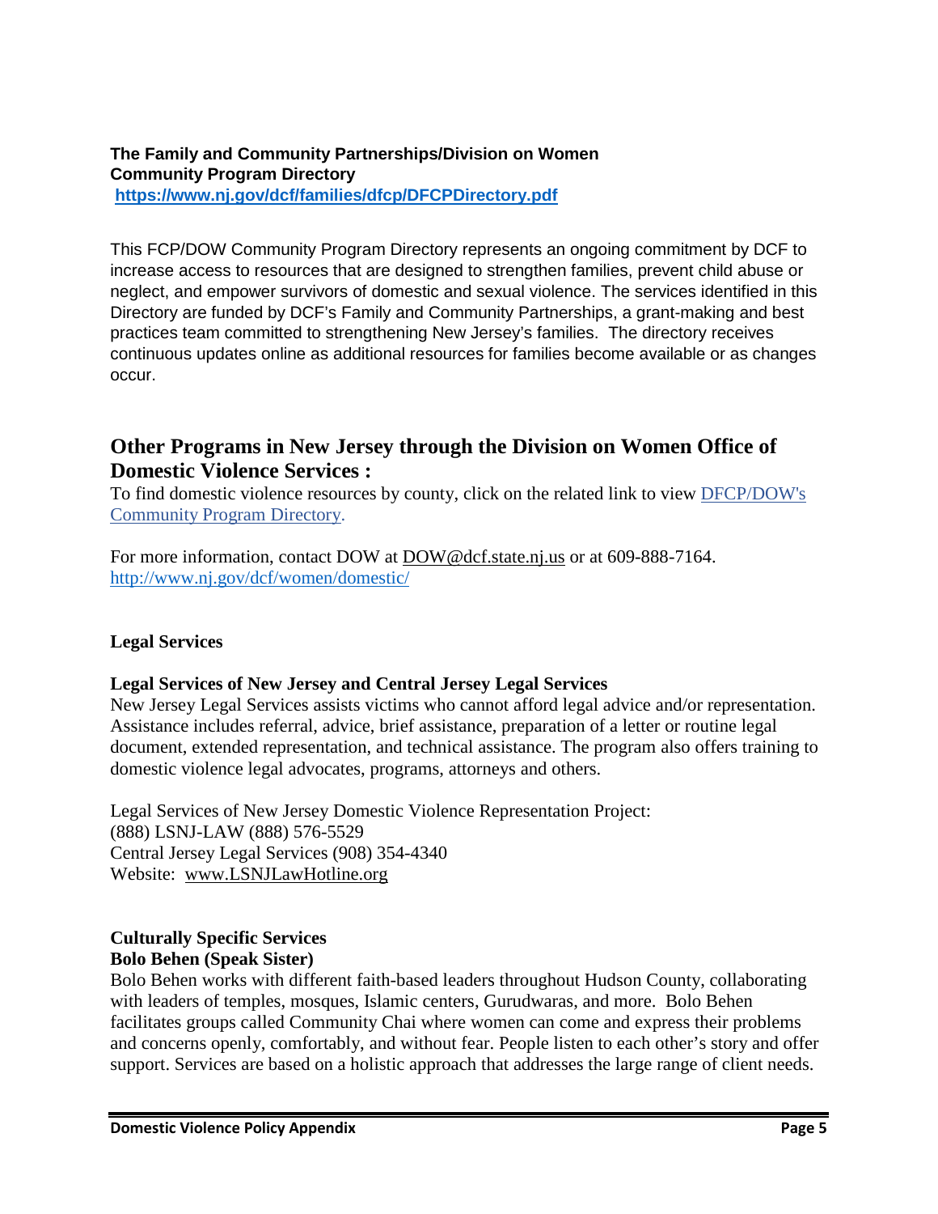**The Family and Community Partnerships/Division on Women Community Program Directory**
**https://www.nj.gov/dcf/families/dfcp/DFCPDirectory.pdf**

This FCP/DOW Community Program Directory represents an ongoing commitment by DCF to increase access to resources that are designed to strengthen families, prevent child abuse or neglect, and empower survivors of domestic and sexual violence. The services identified in this Directory are funded by DCF's Family and Community Partnerships, a grant-making and best practices team committed to strengthening New Jersey's families. The directory receives continuous updates online as additional resources for families become available or as changes occur.

## Other Programs in New Jersey through the Division on Women Office of Domestic Violence Services :

To find domestic violence resources by county, click on the related link to view DFCP/DOW's Community Program Directory.

For more information, contact DOW at DOW@dcf.state.nj.us or at 609-888-7164.
http://www.nj.gov/dcf/women/domestic/

### Legal Services

**Legal Services of New Jersey and Central Jersey Legal Services**
New Jersey Legal Services assists victims who cannot afford legal advice and/or representation. Assistance includes referral, advice, brief assistance, preparation of a letter or routine legal document, extended representation, and technical assistance. The program also offers training to domestic violence legal advocates, programs, attorneys and others.

Legal Services of New Jersey Domestic Violence Representation Project:
(888) LSNJ-LAW (888) 576-5529
Central Jersey Legal Services (908) 354-4340
Website: www.LSNJLawHotline.org

### Culturally Specific Services

**Bolo Behen (Speak Sister)**
Bolo Behen works with different faith-based leaders throughout Hudson County, collaborating with leaders of temples, mosques, Islamic centers, Gurudwaras, and more. Bolo Behen facilitates groups called Community Chai where women can come and express their problems and concerns openly, comfortably, and without fear. People listen to each other's story and offer support. Services are based on a holistic approach that addresses the large range of client needs.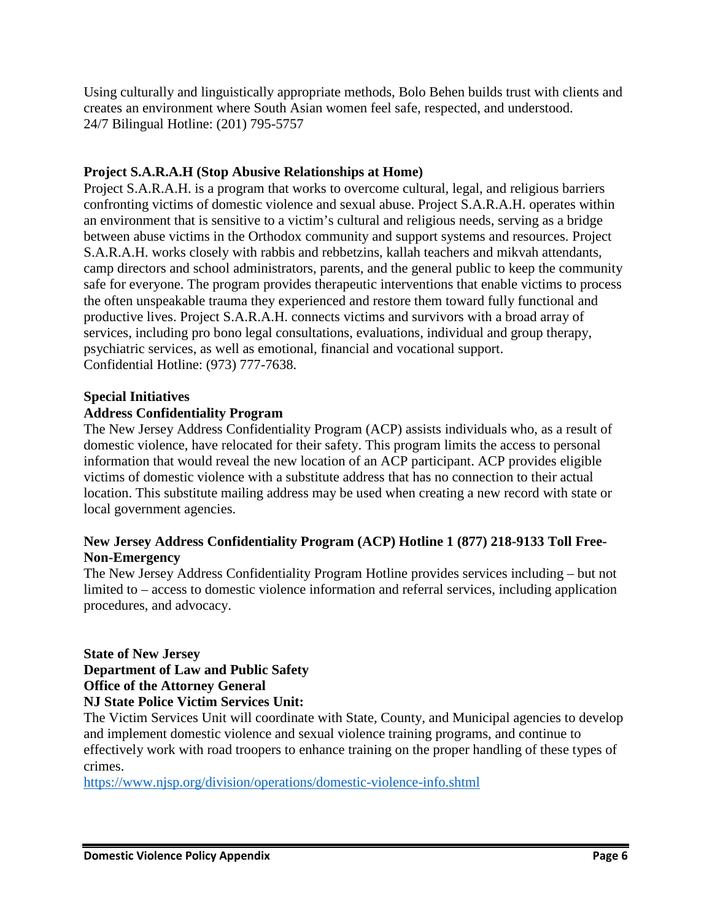Using culturally and linguistically appropriate methods, Bolo Behen builds trust with clients and creates an environment where South Asian women feel safe, respected, and understood.
24/7 Bilingual Hotline: (201) 795-5757

**Project S.A.R.A.H (Stop Abusive Relationships at Home)**

Project S.A.R.A.H. is a program that works to overcome cultural, legal, and religious barriers confronting victims of domestic violence and sexual abuse. Project S.A.R.A.H. operates within an environment that is sensitive to a victim's cultural and religious needs, serving as a bridge between abuse victims in the Orthodox community and support systems and resources. Project S.A.R.A.H. works closely with rabbis and rebbetzins, kallah teachers and mikvah attendants, camp directors and school administrators, parents, and the general public to keep the community safe for everyone. The program provides therapeutic interventions that enable victims to process the often unspeakable trauma they experienced and restore them toward fully functional and productive lives. Project S.A.R.A.H. connects victims and survivors with a broad array of services, including pro bono legal consultations, evaluations, individual and group therapy, psychiatric services, as well as emotional, financial and vocational support.
Confidential Hotline: (973) 777-7638.

**Special Initiatives**

**Address Confidentiality Program**

The New Jersey Address Confidentiality Program (ACP) assists individuals who, as a result of domestic violence, have relocated for their safety. This program limits the access to personal information that would reveal the new location of an ACP participant. ACP provides eligible victims of domestic violence with a substitute address that has no connection to their actual location. This substitute mailing address may be used when creating a new record with state or local government agencies.

**New Jersey Address Confidentiality Program (ACP) Hotline 1 (877) 218-9133 Toll Free-Non-Emergency**

The New Jersey Address Confidentiality Program Hotline provides services including – but not limited to – access to domestic violence information and referral services, including application procedures, and advocacy.

**State of New Jersey**
**Department of Law and Public Safety**
**Office of the Attorney General**
**NJ State Police Victim Services Unit:**

The Victim Services Unit will coordinate with State, County, and Municipal agencies to develop and implement domestic violence and sexual violence training programs, and continue to effectively work with road troopers to enhance training on the proper handling of these types of crimes.
https://www.njsp.org/division/operations/domestic-violence-info.shtml